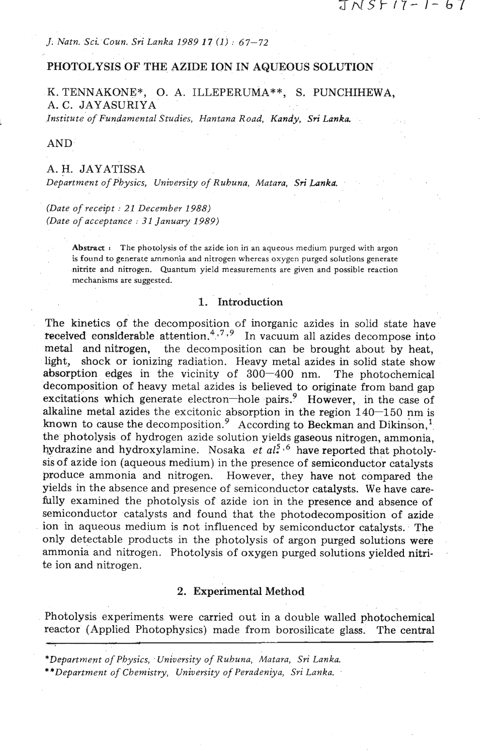# PHOTOLYSIS OF THE AZIDE ION IN AQUEOUS SOLUTION

K. TENNAKONE*, O. A. ILLEPERUMA**, S. PUNCHIHEWA, A. C. JAYASURIYA

*Institute of Fundamental Studies, Hantana Road, Kandy, Sri Lanka.*

AND

A. H. JAYATISSA

*Department of Physics, University of Ruhuna, Matara, Sri Lanka.*

*(Date of receipt : 21 December 1988)*
*(Date of acceptance : 31 January 1989)*

**Abstract :** The photolysis of the azide ion in an aqueous medium purged with argon is found to generate ammonia and nitrogen whereas oxygen purged solutions generate nitrite and nitrogen. Quantum yield measurements are given and possible reaction mechanisms are suggested.

## 1. Introduction

The kinetics of the decomposition of inorganic azides in solid state have received considerable attention.[4,7,9] In vacuum all azides decompose into metal and nitrogen, the decomposition can be brought about by heat, light, shock or ionizing radiation. Heavy metal azides in solid state show absorption edges in the vicinity of 300—400 nm. The photochemical decomposition of heavy metal azides is believed to originate from band gap excitations which generate electron—hole pairs.[9] However, in the case of alkaline metal azides the excitonic absorption in the region 140—150 nm is known to cause the decomposition.[9] According to Beckman and Dikinson,[1] the photolysis of hydrogen azide solution yields gaseous nitrogen, ammonia, hydrazine and hydroxylamine. Nosaka *et al.*[5,6] have reported that photolysis of azide ion (aqueous medium) in the presence of semiconductor catalysts produce ammonia and nitrogen. However, they have not compared the yields in the absence and presence of semiconductor catalysts. We have carefully examined the photolysis of azide ion in the presence and absence of semiconductor catalysts and found that the photodecomposition of azide ion in aqueous medium is not influenced by semiconductor catalysts. The only detectable products in the photolysis of argon purged solutions were ammonia and nitrogen. Photolysis of oxygen purged solutions yielded nitrite ion and nitrogen.

## 2. Experimental Method

Photolysis experiments were carried out in a double walled photochemical reactor (Applied Photophysics) made from borosilicate glass. The central

*Department of Physics, University of Ruhuna, Matara, Sri Lanka.
**Department of Chemistry, University of Peradeniya, Sri Lanka.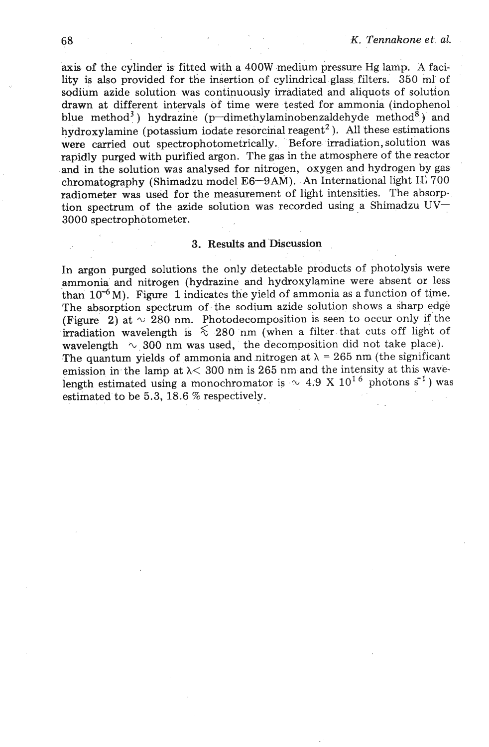axis of the cylinder is fitted with a 400W medium pressure Hg lamp. A facility is also provided for the insertion of cylindrical glass filters. 350 ml of sodium azide solution was continuously irradiated and aliquots of solution drawn at different intervals of time were tested for ammonia (indophenol blue method[3]) hydrazine (p–dimethylaminobenzaldehyde method[8]) and hydroxylamine (potassium iodate resorcinal reagent[2]). All these estimations were carried out spectrophotometrically. Before irradiation, solution was rapidly purged with purified argon. The gas in the atmosphere of the reactor and in the solution was analysed for nitrogen, oxygen and hydrogen by gas chromatography (Shimadzu model E6–9AM). An International light IL 700 radiometer was used for the measurement of light intensities. The absorption spectrum of the azide solution was recorded using a Shimadzu UV–3000 spectrophotometer.

## 3. Results and Discussion

In argon purged solutions the only detectable products of photolysis were ammonia and nitrogen (hydrazine and hydroxylamine were absent or less than $10^{-6}$ M). Figure 1 indicates the yield of ammonia as a function of time. The absorption spectrum of the sodium azide solution shows a sharp edge (Figure 2) at $\sim$ 280 nm. Photodecomposition is seen to occur only if the irradiation wavelength is $\lesssim$ 280 nm (when a filter that cuts off light of wavelength $\sim$ 300 nm was used, the decomposition did not take place). The quantum yields of ammonia and nitrogen at $\lambda$ = 265 nm (the significant emission in the lamp at $\lambda <$ 300 nm is 265 nm and the intensity at this wavelength estimated using a monochromator is $\sim$ 4.9 X $10^{16}$ photons $s^{-1}$) was estimated to be 5.3, 18.6 % respectively.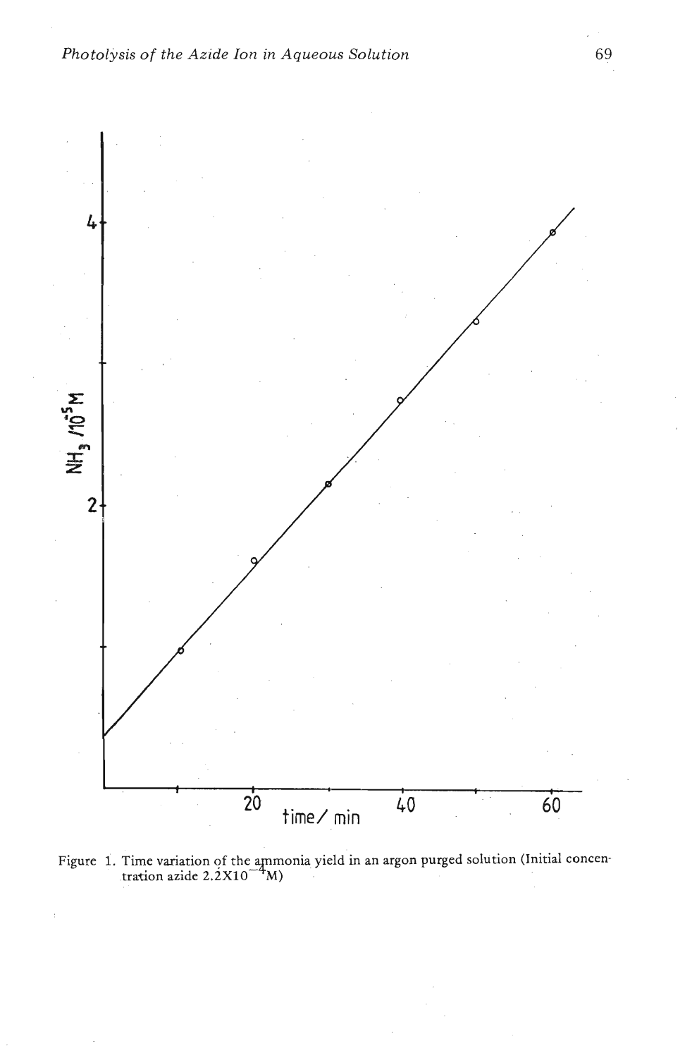Figure 1. Time variation of the ammonia yield in an argon purged solution (Initial concentration azide $2.2 \times 10^{-4}$M)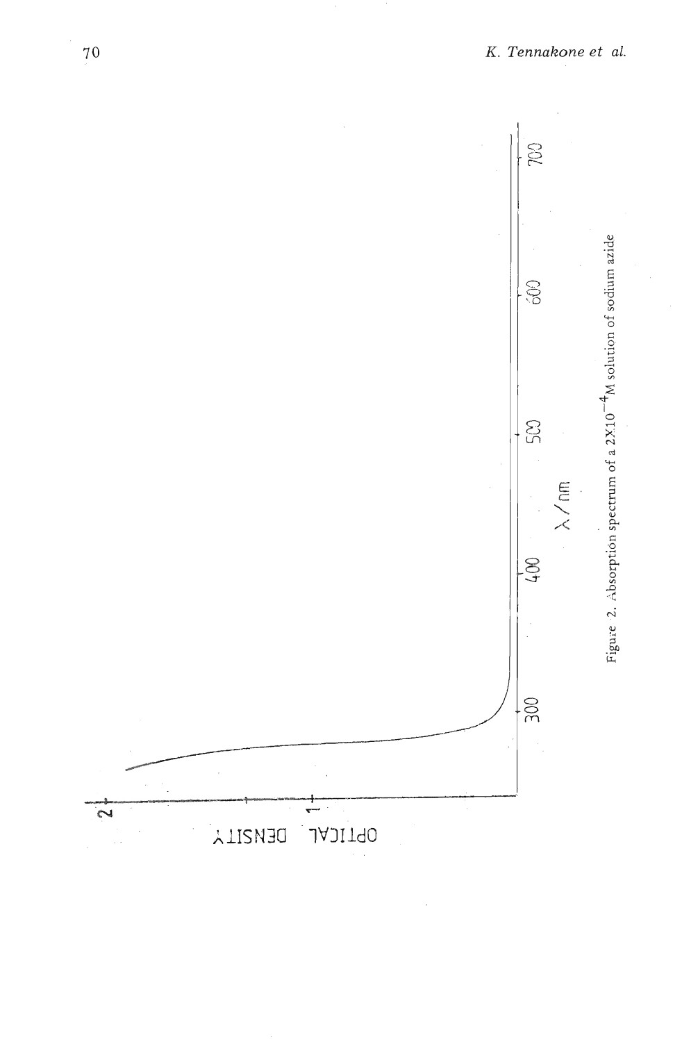Figure 2. Absorption spectrum of a $2X10^{-4}$M solution of sodium azide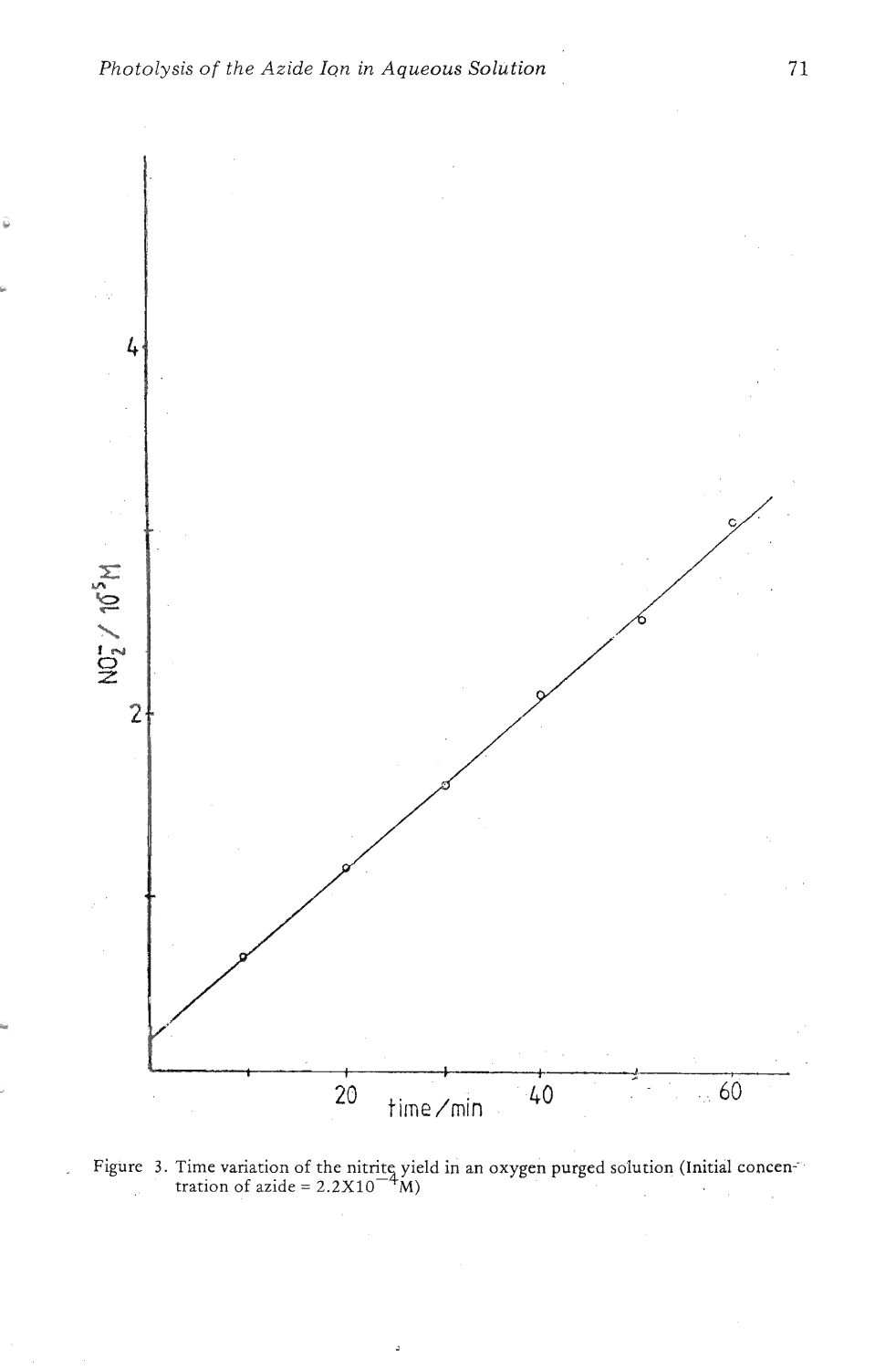Figure 3. Time variation of the nitrite yield in an oxygen purged solution (Initial concentration of azide = $2.2 \times 10^{-4}$M)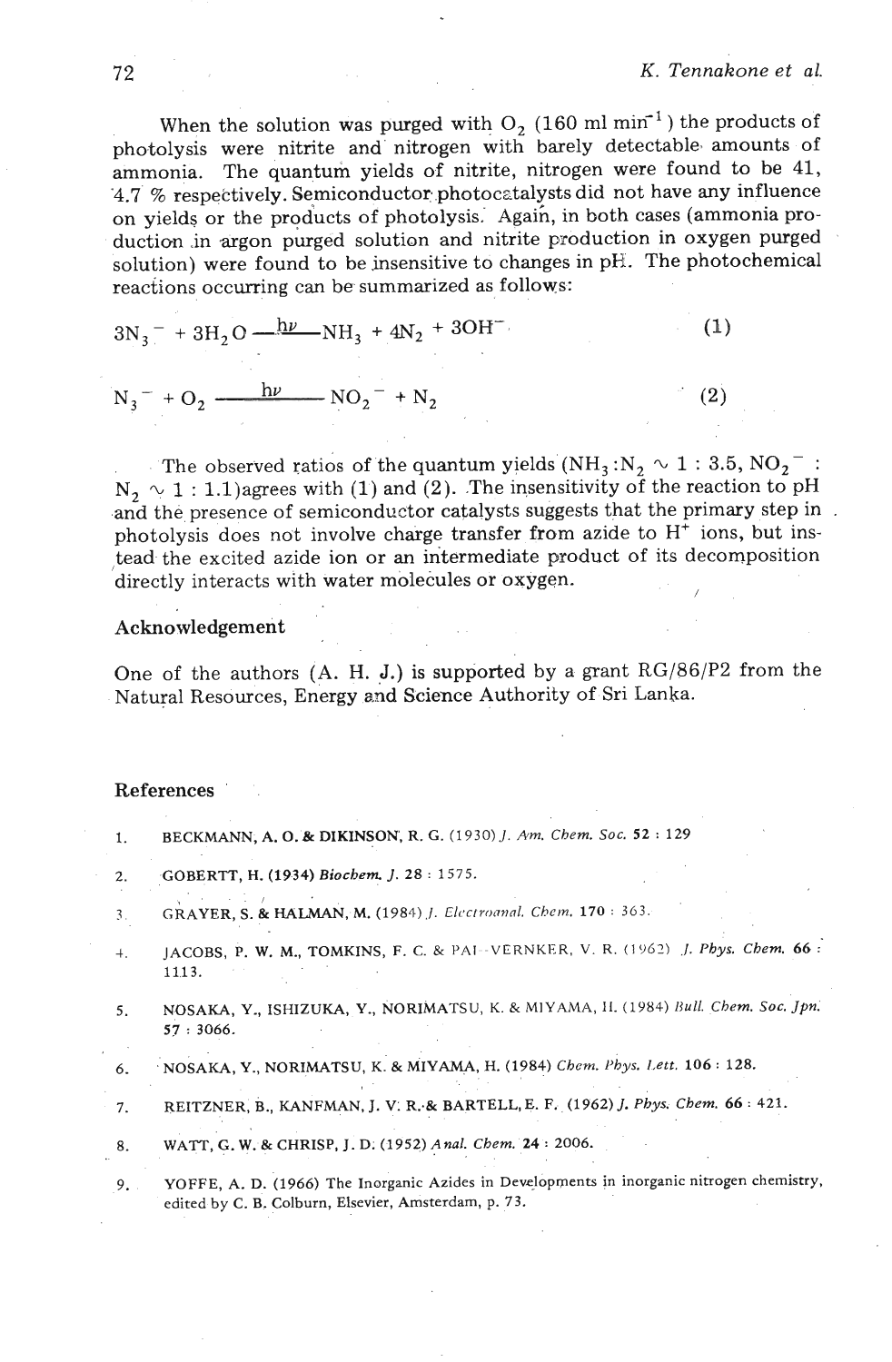When the solution was purged with $O_2$ (160 ml $min^{-1}$) the products of photolysis were nitrite and nitrogen with barely detectable amounts of ammonia. The quantum yields of nitrite, nitrogen were found to be 41, 4.7 % respectively. Semiconductor photocatalysts did not have any influence on yields or the products of photolysis. Again, in both cases (ammonia production in argon purged solution and nitrite production in oxygen purged solution) were found to be insensitive to changes in pH. The photochemical reactions occurring can be summarized as follows:

$$3N_3^- + 3H_2O \xrightarrow{h\nu} NH_3 + 4N_2 + 3OH^- \quad (1)$$

$$N_3^- + O_2 \xrightarrow{h\nu} NO_2^- + N_2 \quad (2)$$

The observed ratios of the quantum yields ($NH_3 : N_2 \sim 1 : 3.5$, $NO_2^- : N_2 \sim 1 : 1.1$) agrees with (1) and (2). The insensitivity of the reaction to pH and the presence of semiconductor catalysts suggests that the primary step in photolysis does not involve charge transfer from azide to $H^+$ ions, but instead the excited azide ion or an intermediate product of its decomposition directly interacts with water molecules or oxygen.

## Acknowledgement

One of the authors (A. H. J.) is supported by a grant RG/86/P2 from the Natural Resources, Energy and Science Authority of Sri Lanka.

## References

1. BECKMANN, A. O. & DIKINSON, R. G. (1930) *J. Am. Chem. Soc.* **52** : 129
2. GOBERTT, H. (1934) *Biochem. J.* **28** : 1575.
3. GRAYER, S. & HALMAN, M. (1984) *J. Electroanal. Chem.* **170** : 363.
4. JACOBS, P. W. M., TOMKINS, F. C. & PAI-VERNKER, V. R. (1962) *J. Phys. Chem.* **66** : 1113.
5. NOSAKA, Y., ISHIZUKA, Y., NORIMATSU, K. & MIYAMA, H. (1984) *Bull. Chem. Soc. Jpn.* **57** : 3066.
6. NOSAKA, Y., NORIMATSU, K. & MIYAMA, H. (1984) *Chem. Phys. Lett.* **106** : 128.
7. REITZNER, B., KANFMAN, J. V. R. & BARTELL, E. F. (1962) *J. Phys. Chem.* **66** : 421.
8. WATT, G. W. & CHRISP, J. D. (1952) *Anal. Chem.* **24** : 2006.
9. YOFFE, A. D. (1966) The Inorganic Azides in Developments in inorganic nitrogen chemistry, edited by C. B. Colburn, Elsevier, Amsterdam, p. 73.